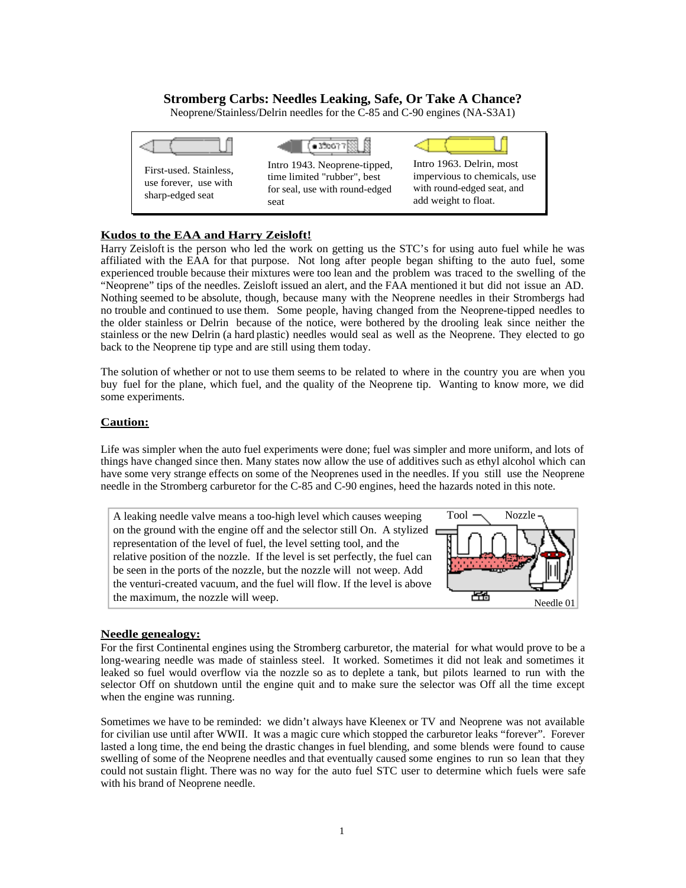# Stromberg Carbs: Needles Leaking, Safe, Or Take A Chance?

Neoprene/Stainless/Delrin needles for the C-85 and C-90 engines (NA-S3A1)

| First-used. Stainless, use forever, use with sharp-edged seat | Intro 1943. Neoprene-tipped, time limited "rubber", best for seal, use with round-edged seat | Intro 1963. Delrin, most impervious to chemicals, use with round-edged seat, and add weight to float. |
|---|---|---|

## Kudos to the EAA and Harry Zeisloft!

Harry Zeisloft is the person who led the work on getting us the STC's for using auto fuel while he was affiliated with the EAA for that purpose. Not long after people began shifting to the auto fuel, some experienced trouble because their mixtures were too lean and the problem was traced to the swelling of the "Neoprene" tips of the needles. Zeisloft issued an alert, and the FAA mentioned it but did not issue an AD. Nothing seemed to be absolute, though, because many with the Neoprene needles in their Strombergs had no trouble and continued to use them. Some people, having changed from the Neoprene-tipped needles to the older stainless or Delrin because of the notice, were bothered by the drooling leak since neither the stainless or the new Delrin (a hard plastic) needles would seal as well as the Neoprene. They elected to go back to the Neoprene tip type and are still using them today.

The solution of whether or not to use them seems to be related to where in the country you are when you buy fuel for the plane, which fuel, and the quality of the Neoprene tip. Wanting to know more, we did some experiments.

## Caution:

Life was simpler when the auto fuel experiments were done; fuel was simpler and more uniform, and lots of things have changed since then. Many states now allow the use of additives such as ethyl alcohol which can have some very strange effects on some of the Neoprenes used in the needles. If you still use the Neoprene needle in the Stromberg carburetor for the C-85 and C-90 engines, heed the hazards noted in this note.

A leaking needle valve means a too-high level which causes weeping on the ground with the engine off and the selector still On. A stylized representation of the level of fuel, the level setting tool, and the relative position of the nozzle. If the level is set perfectly, the fuel can be seen in the ports of the nozzle, but the nozzle will not weep. Add the venturi-created vacuum, and the fuel will flow. If the level is above the maximum, the nozzle will weep.

Tool — Nozzle

Needle 01

## Needle genealogy:

For the first Continental engines using the Stromberg carburetor, the material for what would prove to be a long-wearing needle was made of stainless steel. It worked. Sometimes it did not leak and sometimes it leaked so fuel would overflow via the nozzle so as to deplete a tank, but pilots learned to run with the selector Off on shutdown until the engine quit and to make sure the selector was Off all the time except when the engine was running.

Sometimes we have to be reminded: we didn't always have Kleenex or TV and Neoprene was not available for civilian use until after WWII. It was a magic cure which stopped the carburetor leaks "forever". Forever lasted a long time, the end being the drastic changes in fuel blending, and some blends were found to cause swelling of some of the Neoprene needles and that eventually caused some engines to run so lean that they could not sustain flight. There was no way for the auto fuel STC user to determine which fuels were safe with his brand of Neoprene needle.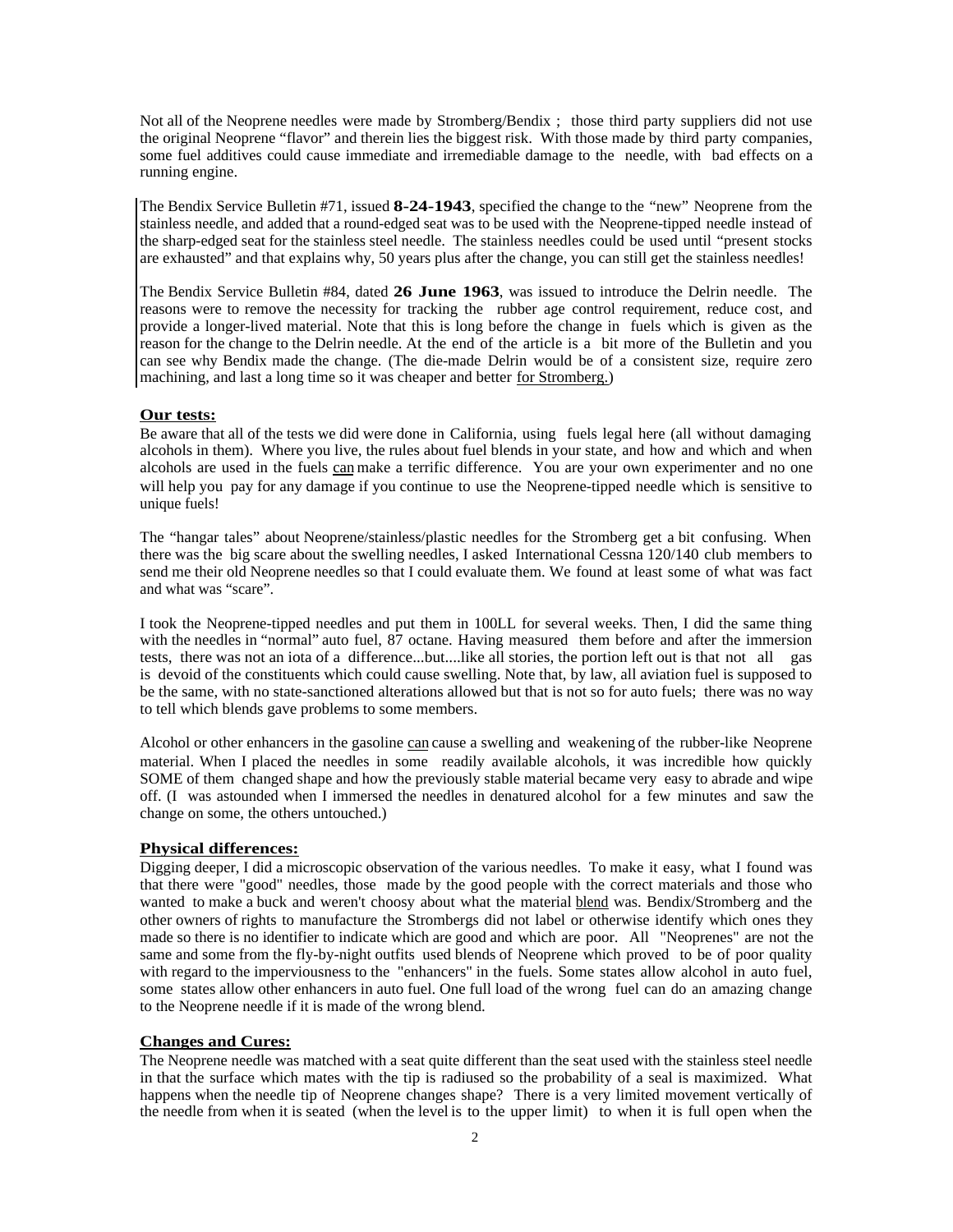Not all of the Neoprene needles were made by Stromberg/Bendix ; those third party suppliers did not use the original Neoprene "flavor" and therein lies the biggest risk. With those made by third party companies, some fuel additives could cause immediate and irremediable damage to the needle, with bad effects on a running engine.

The Bendix Service Bulletin #71, issued **8-24-1943**, specified the change to the "new" Neoprene from the stainless needle, and added that a round-edged seat was to be used with the Neoprene-tipped needle instead of the sharp-edged seat for the stainless steel needle. The stainless needles could be used until "present stocks are exhausted" and that explains why, 50 years plus after the change, you can still get the stainless needles!

The Bendix Service Bulletin #84, dated **26 June 1963**, was issued to introduce the Delrin needle. The reasons were to remove the necessity for tracking the rubber age control requirement, reduce cost, and provide a longer-lived material. Note that this is long before the change in fuels which is given as the reason for the change to the Delrin needle. At the end of the article is a bit more of the Bulletin and you can see why Bendix made the change. (The die-made Delrin would be of a consistent size, require zero machining, and last a long time so it was cheaper and better for Stromberg.)

**Our tests:**

Be aware that all of the tests we did were done in California, using fuels legal here (all without damaging alcohols in them). Where you live, the rules about fuel blends in your state, and how and which and when alcohols are used in the fuels can make a terrific difference. You are your own experimenter and no one will help you pay for any damage if you continue to use the Neoprene-tipped needle which is sensitive to unique fuels!

The "hangar tales" about Neoprene/stainless/plastic needles for the Stromberg get a bit confusing. When there was the big scare about the swelling needles, I asked International Cessna 120/140 club members to send me their old Neoprene needles so that I could evaluate them. We found at least some of what was fact and what was "scare".

I took the Neoprene-tipped needles and put them in 100LL for several weeks. Then, I did the same thing with the needles in "normal" auto fuel, 87 octane. Having measured them before and after the immersion tests, there was not an iota of a difference...but....like all stories, the portion left out is that not all gas is devoid of the constituents which could cause swelling. Note that, by law, all aviation fuel is supposed to be the same, with no state-sanctioned alterations allowed but that is not so for auto fuels; there was no way to tell which blends gave problems to some members.

Alcohol or other enhancers in the gasoline can cause a swelling and weakening of the rubber-like Neoprene material. When I placed the needles in some readily available alcohols, it was incredible how quickly SOME of them changed shape and how the previously stable material became very easy to abrade and wipe off. (I was astounded when I immersed the needles in denatured alcohol for a few minutes and saw the change on some, the others untouched.)

**Physical differences:**

Digging deeper, I did a microscopic observation of the various needles. To make it easy, what I found was that there were "good" needles, those made by the good people with the correct materials and those who wanted to make a buck and weren't choosy about what the material blend was. Bendix/Stromberg and the other owners of rights to manufacture the Strombergs did not label or otherwise identify which ones they made so there is no identifier to indicate which are good and which are poor. All "Neoprenes" are not the same and some from the fly-by-night outfits used blends of Neoprene which proved to be of poor quality with regard to the imperviousness to the "enhancers" in the fuels. Some states allow alcohol in auto fuel, some states allow other enhancers in auto fuel. One full load of the wrong fuel can do an amazing change to the Neoprene needle if it is made of the wrong blend.

**Changes and Cures:**

The Neoprene needle was matched with a seat quite different than the seat used with the stainless steel needle in that the surface which mates with the tip is radiused so the probability of a seal is maximized. What happens when the needle tip of Neoprene changes shape? There is a very limited movement vertically of the needle from when it is seated (when the level is to the upper limit) to when it is full open when the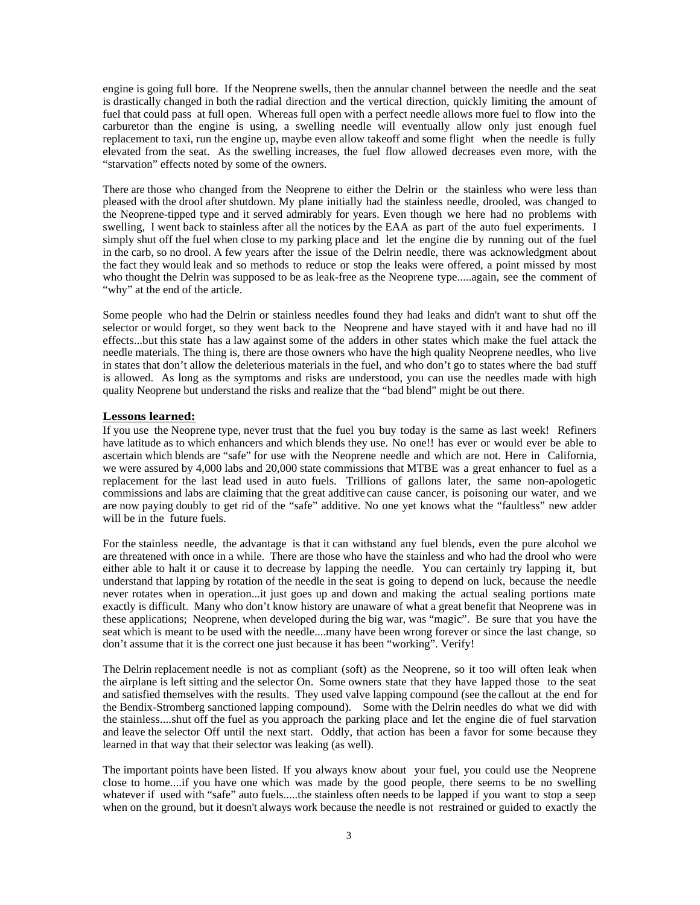engine is going full bore. If the Neoprene swells, then the annular channel between the needle and the seat is drastically changed in both the radial direction and the vertical direction, quickly limiting the amount of fuel that could pass at full open. Whereas full open with a perfect needle allows more fuel to flow into the carburetor than the engine is using, a swelling needle will eventually allow only just enough fuel replacement to taxi, run the engine up, maybe even allow takeoff and some flight when the needle is fully elevated from the seat. As the swelling increases, the fuel flow allowed decreases even more, with the "starvation" effects noted by some of the owners.

There are those who changed from the Neoprene to either the Delrin or the stainless who were less than pleased with the drool after shutdown. My plane initially had the stainless needle, drooled, was changed to the Neoprene-tipped type and it served admirably for years. Even though we here had no problems with swelling, I went back to stainless after all the notices by the EAA as part of the auto fuel experiments. I simply shut off the fuel when close to my parking place and let the engine die by running out of the fuel in the carb, so no drool. A few years after the issue of the Delrin needle, there was acknowledgment about the fact they would leak and so methods to reduce or stop the leaks were offered, a point missed by most who thought the Delrin was supposed to be as leak-free as the Neoprene type.....again, see the comment of "why" at the end of the article.

Some people who had the Delrin or stainless needles found they had leaks and didn't want to shut off the selector or would forget, so they went back to the Neoprene and have stayed with it and have had no ill effects...but this state has a law against some of the adders in other states which make the fuel attack the needle materials. The thing is, there are those owners who have the high quality Neoprene needles, who live in states that don't allow the deleterious materials in the fuel, and who don't go to states where the bad stuff is allowed. As long as the symptoms and risks are understood, you can use the needles made with high quality Neoprene but understand the risks and realize that the "bad blend" might be out there.

**Lessons learned:**

If you use the Neoprene type, never trust that the fuel you buy today is the same as last week! Refiners have latitude as to which enhancers and which blends they use. No one!! has ever or would ever be able to ascertain which blends are "safe" for use with the Neoprene needle and which are not. Here in California, we were assured by 4,000 labs and 20,000 state commissions that MTBE was a great enhancer to fuel as a replacement for the last lead used in auto fuels. Trillions of gallons later, the same non-apologetic commissions and labs are claiming that the great additive can cause cancer, is poisoning our water, and we are now paying doubly to get rid of the "safe" additive. No one yet knows what the "faultless" new adder will be in the future fuels.

For the stainless needle, the advantage is that it can withstand any fuel blends, even the pure alcohol we are threatened with once in a while. There are those who have the stainless and who had the drool who were either able to halt it or cause it to decrease by lapping the needle. You can certainly try lapping it, but understand that lapping by rotation of the needle in the seat is going to depend on luck, because the needle never rotates when in operation...it just goes up and down and making the actual sealing portions mate exactly is difficult. Many who don't know history are unaware of what a great benefit that Neoprene was in these applications; Neoprene, when developed during the big war, was "magic". Be sure that you have the seat which is meant to be used with the needle....many have been wrong forever or since the last change, so don't assume that it is the correct one just because it has been "working". Verify!

The Delrin replacement needle is not as compliant (soft) as the Neoprene, so it too will often leak when the airplane is left sitting and the selector On. Some owners state that they have lapped those to the seat and satisfied themselves with the results. They used valve lapping compound (see the callout at the end for the Bendix-Stromberg sanctioned lapping compound). Some with the Delrin needles do what we did with the stainless....shut off the fuel as you approach the parking place and let the engine die of fuel starvation and leave the selector Off until the next start. Oddly, that action has been a favor for some because they learned in that way that their selector was leaking (as well).

The important points have been listed. If you always know about your fuel, you could use the Neoprene close to home....if you have one which was made by the good people, there seems to be no swelling whatever if used with "safe" auto fuels.....the stainless often needs to be lapped if you want to stop a seep when on the ground, but it doesn't always work because the needle is not restrained or guided to exactly the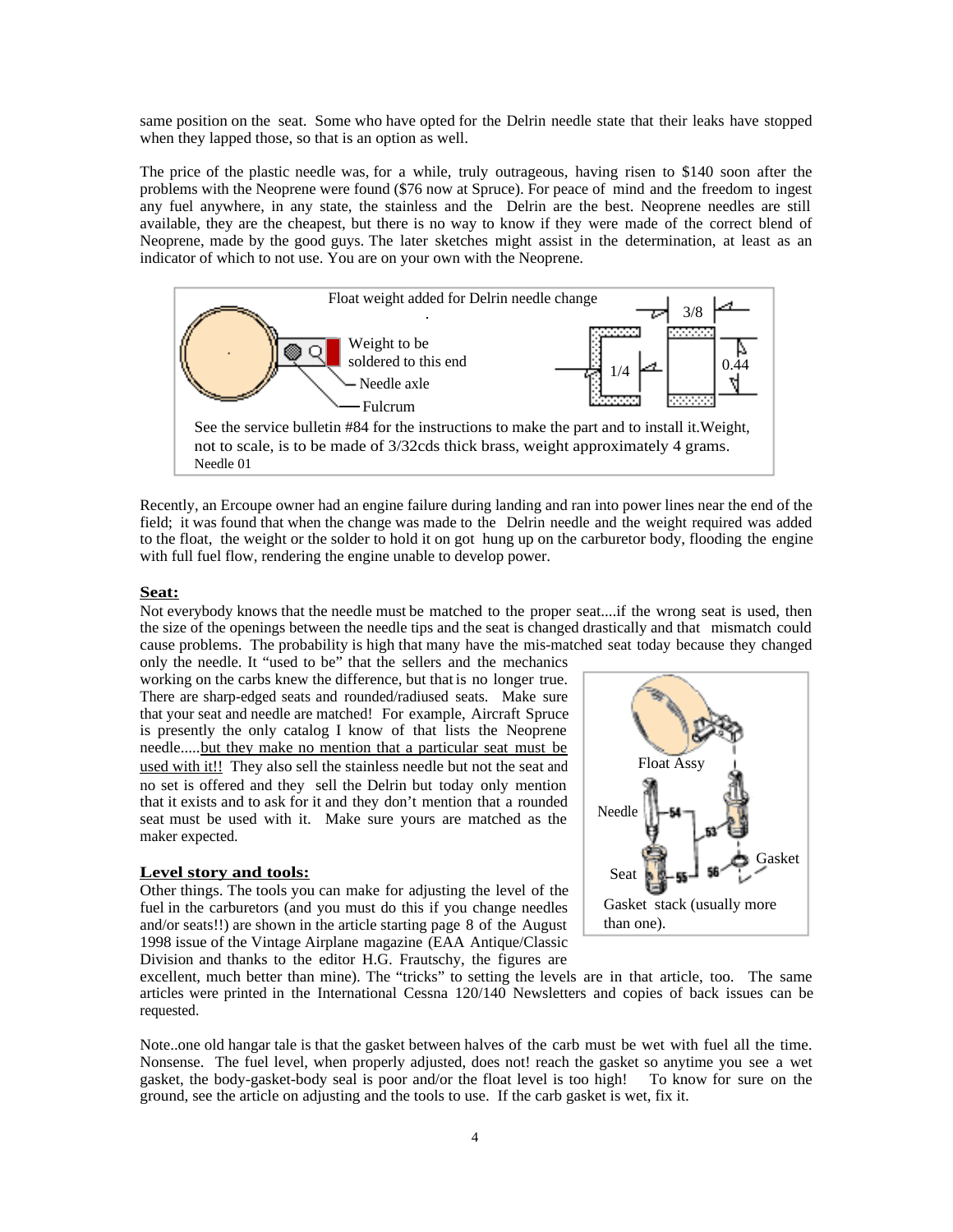same position on the seat. Some who have opted for the Delrin needle state that their leaks have stopped when they lapped those, so that is an option as well.

The price of the plastic needle was, for a while, truly outrageous, having risen to $140 soon after the problems with the Neoprene were found ($76 now at Spruce). For peace of mind and the freedom to ingest any fuel anywhere, in any state, the stainless and the Delrin are the best. Neoprene needles are still available, they are the cheapest, but there is no way to know if they were made of the correct blend of Neoprene, made by the good guys. The later sketches might assist in the determination, at least as an indicator of which to not use. You are on your own with the Neoprene.

Float weight added for Delrin needle change

Weight to be soldered to this end

Needle axle

Fulcrum

3/8

1/4

0.44

See the service bulletin #84 for the instructions to make the part and to install it. Weight, not to scale, is to be made of 3/32cds thick brass, weight approximately 4 grams.

Needle 01

Recently, an Ercoupe owner had an engine failure during landing and ran into power lines near the end of the field; it was found that when the change was made to the Delrin needle and the weight required was added to the float, the weight or the solder to hold it on got hung up on the carburetor body, flooding the engine with full fuel flow, rendering the engine unable to develop power.

**Seat:**

Not everybody knows that the needle must be matched to the proper seat....if the wrong seat is used, then the size of the openings between the needle tips and the seat is changed drastically and that mismatch could cause problems. The probability is high that many have the mis-matched seat today because they changed only the needle. It "used to be" that the sellers and the mechanics working on the carbs knew the difference, but that is no longer true. There are sharp-edged seats and rounded/radiused seats. Make sure that your seat and needle are matched! For example, Aircraft Spruce is presently the only catalog I know of that lists the Neoprene needle.....but they make no mention that a particular seat must be used with it!! They also sell the stainless needle but not the seat and no set is offered and they sell the Delrin but today only mention that it exists and to ask for it and they don't mention that a rounded seat must be used with it. Make sure yours are matched as the maker expected.

Float Assy

Needle

Seat

Gasket

Gasket stack (usually more than one).

**Level story and tools:**

Other things. The tools you can make for adjusting the level of the fuel in the carburetors (and you must do this if you change needles and/or seats!!) are shown in the article starting page 8 of the August 1998 issue of the Vintage Airplane magazine (EAA Antique/Classic Division and thanks to the editor H.G. Frautschy, the figures are excellent, much better than mine). The "tricks" to setting the levels are in that article, too. The same articles were printed in the International Cessna 120/140 Newsletters and copies of back issues can be requested.

Note..one old hangar tale is that the gasket between halves of the carb must be wet with fuel all the time. Nonsense. The fuel level, when properly adjusted, does not! reach the gasket so anytime you see a wet gasket, the body-gasket-body seal is poor and/or the float level is too high! To know for sure on the ground, see the article on adjusting and the tools to use. If the carb gasket is wet, fix it.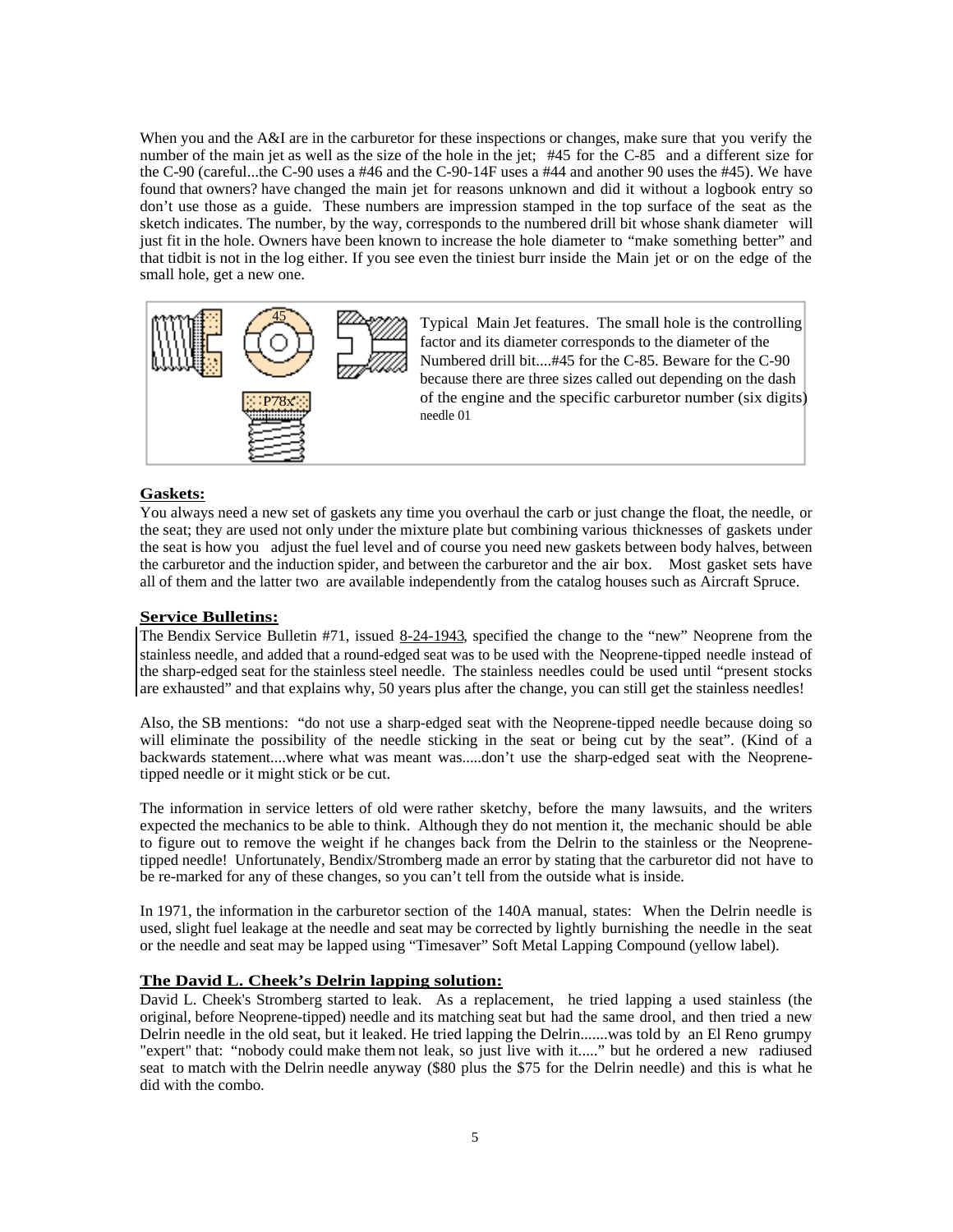When you and the A&I are in the carburetor for these inspections or changes, make sure that you verify the number of the main jet as well as the size of the hole in the jet; #45 for the C-85 and a different size for the C-90 (careful...the C-90 uses a #46 and the C-90-14F uses a #44 and another 90 uses the #45). We have found that owners? have changed the main jet for reasons unknown and did it without a logbook entry so don't use those as a guide. These numbers are impression stamped in the top surface of the seat as the sketch indicates. The number, by the way, corresponds to the numbered drill bit whose shank diameter will just fit in the hole. Owners have been known to increase the hole diameter to "make something better" and that tidbit is not in the log either. If you see even the tiniest burr inside the Main jet or on the edge of the small hole, get a new one.

Typical Main Jet features. The small hole is the controlling factor and its diameter corresponds to the diameter of the Numbered drill bit....#45 for the C-85. Beware for the C-90 because there are three sizes called out depending on the dash of the engine and the specific carburetor number (six digits) needle 01

### Gaskets:

You always need a new set of gaskets any time you overhaul the carb or just change the float, the needle, or the seat; they are used not only under the mixture plate but combining various thicknesses of gaskets under the seat is how you adjust the fuel level and of course you need new gaskets between body halves, between the carburetor and the induction spider, and between the carburetor and the air box. Most gasket sets have all of them and the latter two are available independently from the catalog houses such as Aircraft Spruce.

### Service Bulletins:

The Bendix Service Bulletin #71, issued 8-24-1943, specified the change to the "new" Neoprene from the stainless needle, and added that a round-edged seat was to be used with the Neoprene-tipped needle instead of the sharp-edged seat for the stainless steel needle. The stainless needles could be used until "present stocks are exhausted" and that explains why, 50 years plus after the change, you can still get the stainless needles!

Also, the SB mentions: "do not use a sharp-edged seat with the Neoprene-tipped needle because doing so will eliminate the possibility of the needle sticking in the seat or being cut by the seat". (Kind of a backwards statement....where what was meant was.....don't use the sharp-edged seat with the Neoprene-tipped needle or it might stick or be cut.

The information in service letters of old were rather sketchy, before the many lawsuits, and the writers expected the mechanics to be able to think. Although they do not mention it, the mechanic should be able to figure out to remove the weight if he changes back from the Delrin to the stainless or the Neoprene-tipped needle! Unfortunately, Bendix/Stromberg made an error by stating that the carburetor did not have to be re-marked for any of these changes, so you can't tell from the outside what is inside.

In 1971, the information in the carburetor section of the 140A manual, states: When the Delrin needle is used, slight fuel leakage at the needle and seat may be corrected by lightly burnishing the needle in the seat or the needle and seat may be lapped using "Timesaver" Soft Metal Lapping Compound (yellow label).

### The David L. Cheek's Delrin lapping solution:

David L. Cheek's Stromberg started to leak. As a replacement, he tried lapping a used stainless (the original, before Neoprene-tipped) needle and its matching seat but had the same drool, and then tried a new Delrin needle in the old seat, but it leaked. He tried lapping the Delrin.......was told by an El Reno grumpy "expert" that: "nobody could make them not leak, so just live with it....." but he ordered a new radiused seat to match with the Delrin needle anyway ($80 plus the $75 for the Delrin needle) and this is what he did with the combo.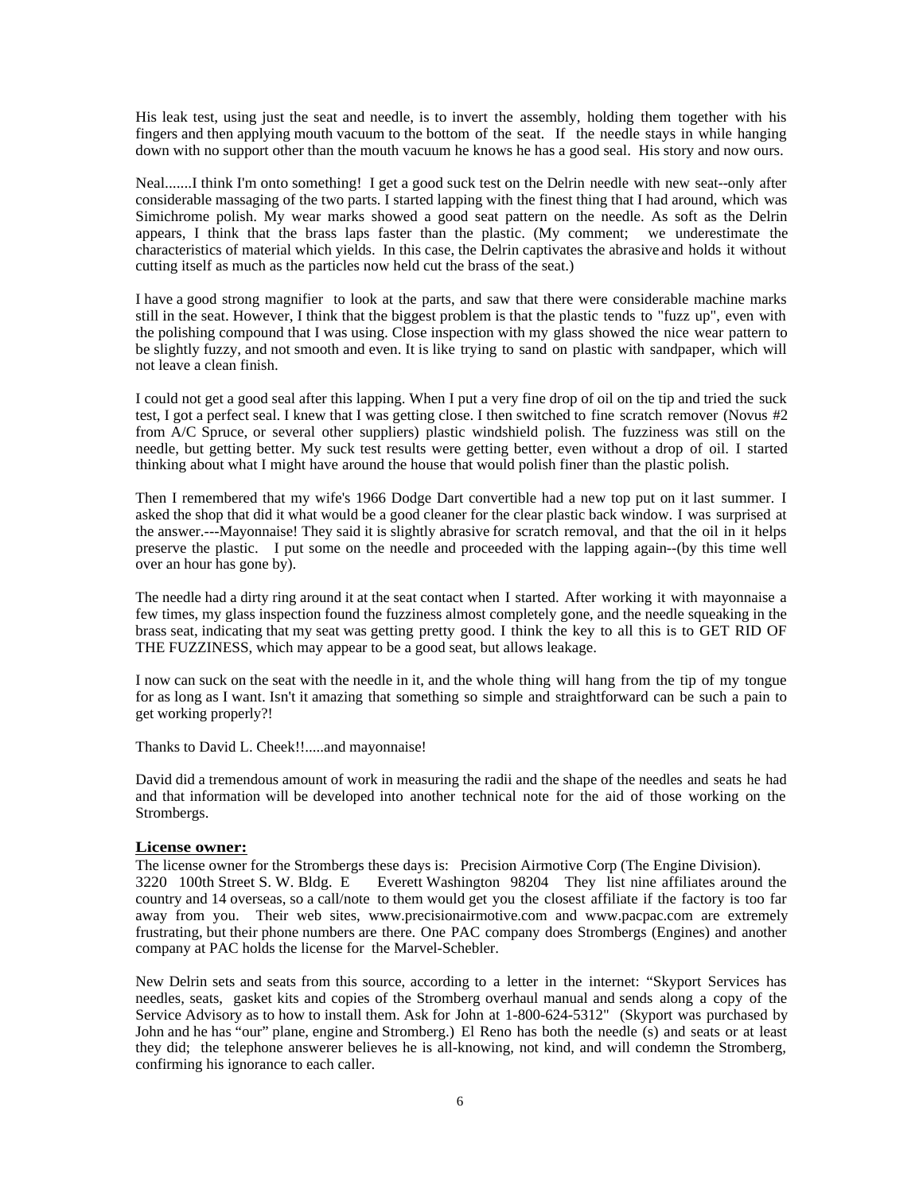His leak test, using just the seat and needle, is to invert the assembly, holding them together with his fingers and then applying mouth vacuum to the bottom of the seat. If the needle stays in while hanging down with no support other than the mouth vacuum he knows he has a good seal. His story and now ours.

Neal.......I think I'm onto something! I get a good suck test on the Delrin needle with new seat--only after considerable massaging of the two parts. I started lapping with the finest thing that I had around, which was Simichrome polish. My wear marks showed a good seat pattern on the needle. As soft as the Delrin appears, I think that the brass laps faster than the plastic. (My comment; we underestimate the characteristics of material which yields. In this case, the Delrin captivates the abrasive and holds it without cutting itself as much as the particles now held cut the brass of the seat.)

I have a good strong magnifier to look at the parts, and saw that there were considerable machine marks still in the seat. However, I think that the biggest problem is that the plastic tends to "fuzz up", even with the polishing compound that I was using. Close inspection with my glass showed the nice wear pattern to be slightly fuzzy, and not smooth and even. It is like trying to sand on plastic with sandpaper, which will not leave a clean finish.

I could not get a good seal after this lapping. When I put a very fine drop of oil on the tip and tried the suck test, I got a perfect seal. I knew that I was getting close. I then switched to fine scratch remover (Novus #2 from A/C Spruce, or several other suppliers) plastic windshield polish. The fuzziness was still on the needle, but getting better. My suck test results were getting better, even without a drop of oil. I started thinking about what I might have around the house that would polish finer than the plastic polish.

Then I remembered that my wife's 1966 Dodge Dart convertible had a new top put on it last summer. I asked the shop that did it what would be a good cleaner for the clear plastic back window. I was surprised at the answer.---Mayonnaise! They said it is slightly abrasive for scratch removal, and that the oil in it helps preserve the plastic. I put some on the needle and proceeded with the lapping again--(by this time well over an hour has gone by).

The needle had a dirty ring around it at the seat contact when I started. After working it with mayonnaise a few times, my glass inspection found the fuzziness almost completely gone, and the needle squeaking in the brass seat, indicating that my seat was getting pretty good. I think the key to all this is to GET RID OF THE FUZZINESS, which may appear to be a good seat, but allows leakage.

I now can suck on the seat with the needle in it, and the whole thing will hang from the tip of my tongue for as long as I want. Isn't it amazing that something so simple and straightforward can be such a pain to get working properly?!

Thanks to David L. Cheek!!.....and mayonnaise!

David did a tremendous amount of work in measuring the radii and the shape of the needles and seats he had and that information will be developed into another technical note for the aid of those working on the Strombergs.

**License owner:**

The license owner for the Strombergs these days is: Precision Airmotive Corp (The Engine Division). 3220 100th Street S. W. Bldg. E Everett Washington 98204 They list nine affiliates around the country and 14 overseas, so a call/note to them would get you the closest affiliate if the factory is too far away from you. Their web sites, www.precisionairmotive.com and www.pacpac.com are extremely frustrating, but their phone numbers are there. One PAC company does Strombergs (Engines) and another company at PAC holds the license for the Marvel-Schebler.

New Delrin sets and seats from this source, according to a letter in the internet: "Skyport Services has needles, seats, gasket kits and copies of the Stromberg overhaul manual and sends along a copy of the Service Advisory as to how to install them. Ask for John at 1-800-624-5312" (Skyport was purchased by John and he has "our" plane, engine and Stromberg.) El Reno has both the needle (s) and seats or at least they did; the telephone answerer believes he is all-knowing, not kind, and will condemn the Stromberg, confirming his ignorance to each caller.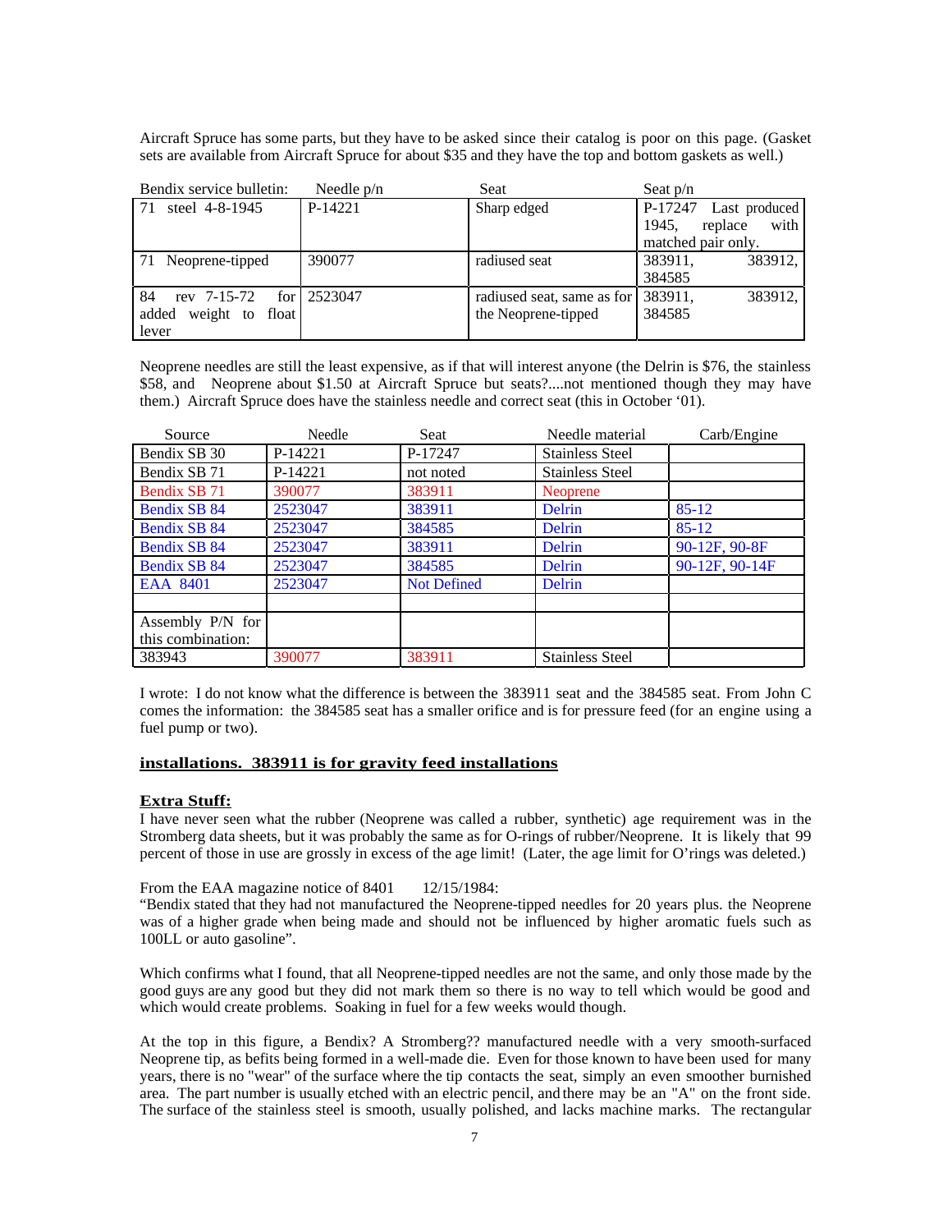Aircraft Spruce has some parts, but they have to be asked since their catalog is poor on this page. (Gasket sets are available from Aircraft Spruce for about $35 and they have the top and bottom gaskets as well.)

| Bendix service bulletin: | Needle p/n | Seat | Seat p/n |
|---|---|---|---|
| 71 steel 4-8-1945 | P-14221 | Sharp edged | P-17247 Last produced 1945, replace with matched pair only. |
| 71 Neoprene-tipped | 390077 | radiused seat | 383911, 383912, 384585 |
| 84 rev 7-15-72 for added weight to float lever | 2523047 | radiused seat, same as for the Neoprene-tipped | 383911, 383912, 384585 |

Neoprene needles are still the least expensive, as if that will interest anyone (the Delrin is $76, the stainless $58, and Neoprene about $1.50 at Aircraft Spruce but seats?....not mentioned though they may have them.) Aircraft Spruce does have the stainless needle and correct seat (this in October '01).

| Source | Needle | Seat | Needle material | Carb/Engine |
|---|---|---|---|---|
| Bendix SB 30 | P-14221 | P-17247 | Stainless Steel | |
| Bendix SB 71 | P-14221 | not noted | Stainless Steel | |
| Bendix SB 71 | 390077 | 383911 | Neoprene | |
| Bendix SB 84 | 2523047 | 383911 | Delrin | 85-12 |
| Bendix SB 84 | 2523047 | 384585 | Delrin | 85-12 |
| Bendix SB 84 | 2523047 | 383911 | Delrin | 90-12F, 90-8F |
| Bendix SB 84 | 2523047 | 384585 | Delrin | 90-12F, 90-14F |
| EAA 8401 | 2523047 | Not Defined | Delrin | |
| | | | | |
| Assembly P/N for this combination: | | | | |
| 383943 | 390077 | 383911 | Stainless Steel | |

I wrote: I do not know what the difference is between the 383911 seat and the 384585 seat. From John C comes the information: the 384585 seat has a smaller orifice and is for pressure feed (for an engine using a fuel pump or two).

**installations. 383911 is for gravity feed installations**

**Extra Stuff:**

I have never seen what the rubber (Neoprene was called a rubber, synthetic) age requirement was in the Stromberg data sheets, but it was probably the same as for O-rings of rubber/Neoprene. It is likely that 99 percent of those in use are grossly in excess of the age limit! (Later, the age limit for O'rings was deleted.)

From the EAA magazine notice of 8401 12/15/1984:

"Bendix stated that they had not manufactured the Neoprene-tipped needles for 20 years plus. the Neoprene was of a higher grade when being made and should not be influenced by higher aromatic fuels such as 100LL or auto gasoline".

Which confirms what I found, that all Neoprene-tipped needles are not the same, and only those made by the good guys are any good but they did not mark them so there is no way to tell which would be good and which would create problems. Soaking in fuel for a few weeks would though.

At the top in this figure, a Bendix? A Stromberg?? manufactured needle with a very smooth-surfaced Neoprene tip, as befits being formed in a well-made die. Even for those known to have been used for many years, there is no "wear" of the surface where the tip contacts the seat, simply an even smoother burnished area. The part number is usually etched with an electric pencil, and there may be an "A" on the front side. The surface of the stainless steel is smooth, usually polished, and lacks machine marks. The rectangular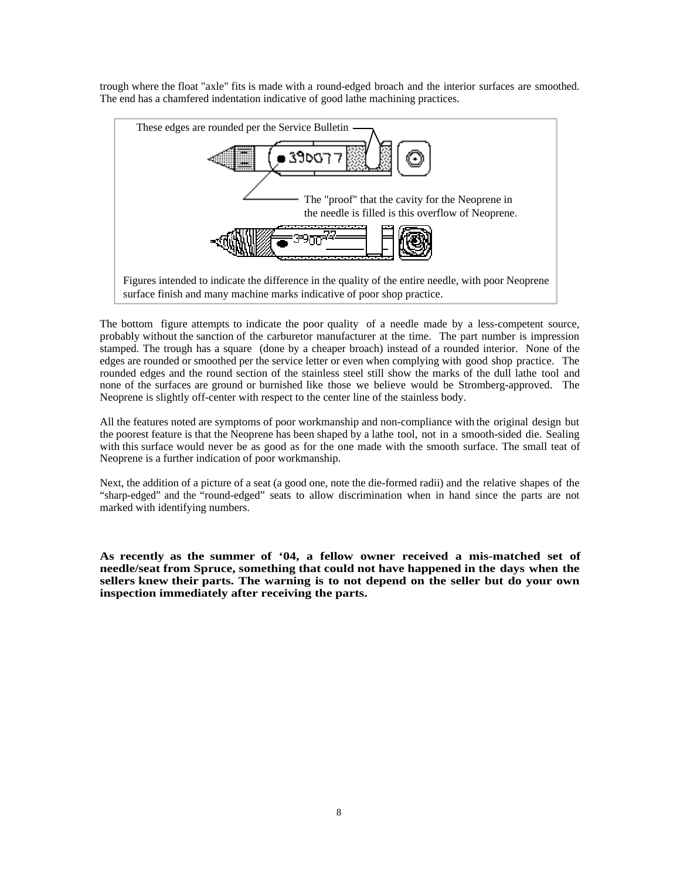trough where the float "axle" fits is made with a round-edged broach and the interior surfaces are smoothed. The end has a chamfered indentation indicative of good lathe machining practices.

These edges are rounded per the Service Bulletin

The "proof" that the cavity for the Neoprene in the needle is filled is this overflow of Neoprene.

Figures intended to indicate the difference in the quality of the entire needle, with poor Neoprene surface finish and many machine marks indicative of poor shop practice.

The bottom figure attempts to indicate the poor quality of a needle made by a less-competent source, probably without the sanction of the carburetor manufacturer at the time. The part number is impression stamped. The trough has a square (done by a cheaper broach) instead of a rounded interior. None of the edges are rounded or smoothed per the service letter or even when complying with good shop practice. The rounded edges and the round section of the stainless steel still show the marks of the dull lathe tool and none of the surfaces are ground or burnished like those we believe would be Stromberg-approved. The Neoprene is slightly off-center with respect to the center line of the stainless body.

All the features noted are symptoms of poor workmanship and non-compliance with the original design but the poorest feature is that the Neoprene has been shaped by a lathe tool, not in a smooth-sided die. Sealing with this surface would never be as good as for the one made with the smooth surface. The small teat of Neoprene is a further indication of poor workmanship.

Next, the addition of a picture of a seat (a good one, note the die-formed radii) and the relative shapes of the "sharp-edged" and the "round-edged" seats to allow discrimination when in hand since the parts are not marked with identifying numbers.

**As recently as the summer of '04, a fellow owner received a mis-matched set of needle/seat from Spruce, something that could not have happened in the days when the sellers knew their parts. The warning is to not depend on the seller but do your own inspection immediately after receiving the parts.**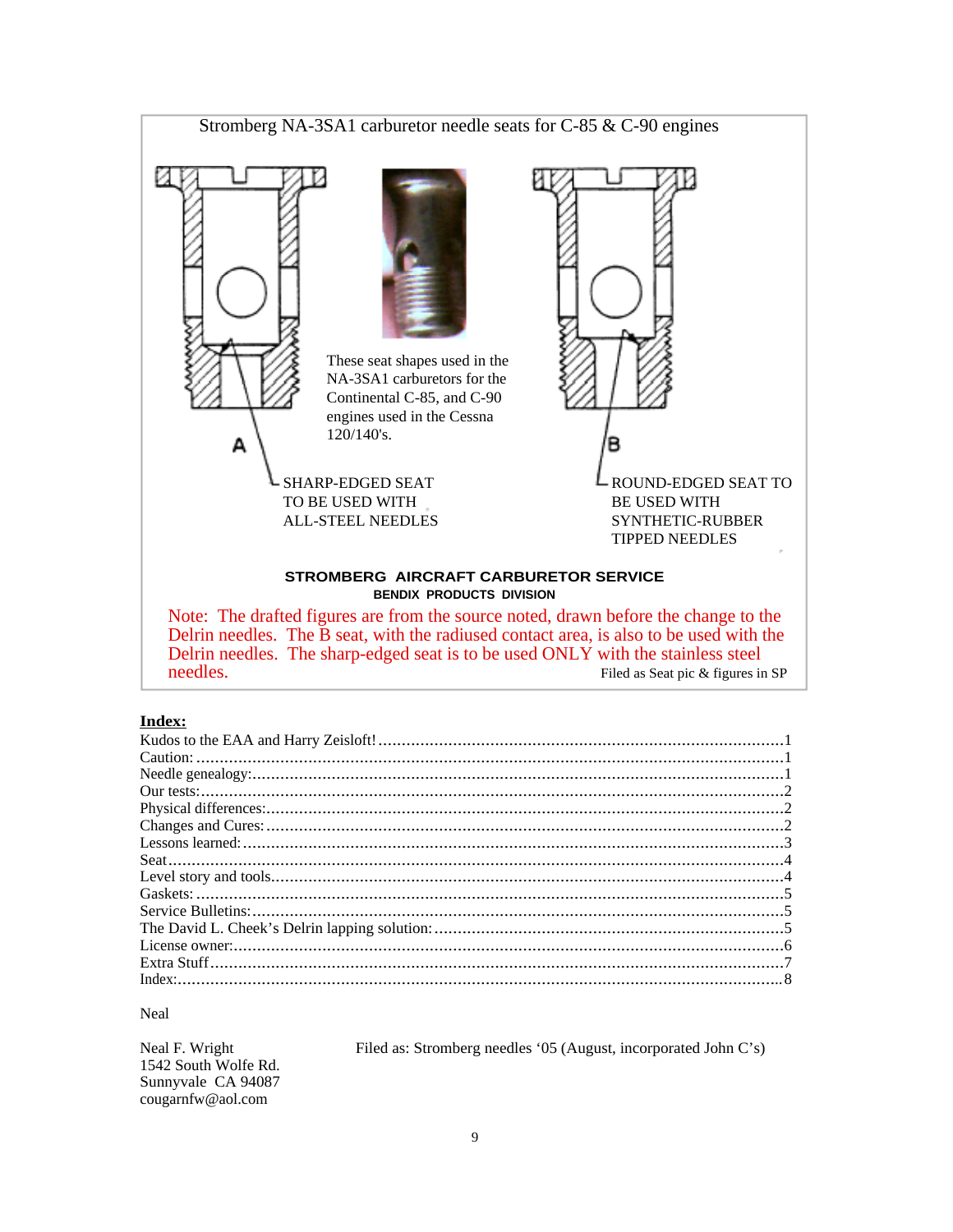Stromberg NA-3SA1 carburetor needle seats for C-85 & C-90 engines

A

SHARP-EDGED SEAT TO BE USED WITH ALL-STEEL NEEDLES

These seat shapes used in the NA-3SA1 carburetors for the Continental C-85, and C-90 engines used in the Cessna 120/140's.

B

ROUND-EDGED SEAT TO BE USED WITH SYNTHETIC-RUBBER TIPPED NEEDLES

**STROMBERG AIRCRAFT CARBURETOR SERVICE**
**BENDIX PRODUCTS DIVISION**

Note: The drafted figures are from the source noted, drawn before the change to the Delrin needles. The B seat, with the radiused contact area, is also to be used with the Delrin needles. The sharp-edged seat is to be used ONLY with the stainless steel needles.

Filed as Seat pic & figures in SP

**Index:**

Kudos to the EAA and Harry Zeisloft!....................1
Caution:....................1
Needle genealogy:....................1
Our tests:....................2
Physical differences:....................2
Changes and Cures:....................2
Lessons learned:....................3
Seat....................4
Level story and tools....................4
Gaskets:....................5
Service Bulletins:....................5
The David L. Cheek's Delrin lapping solution:....................5
License owner:....................6
Extra Stuff....................7
Index:....................8

Neal

Neal F. Wright
1542 South Wolfe Rd.
Sunnyvale CA 94087
cougarnfw@aol.com

Filed as: Stromberg needles '05 (August, incorporated John C's)